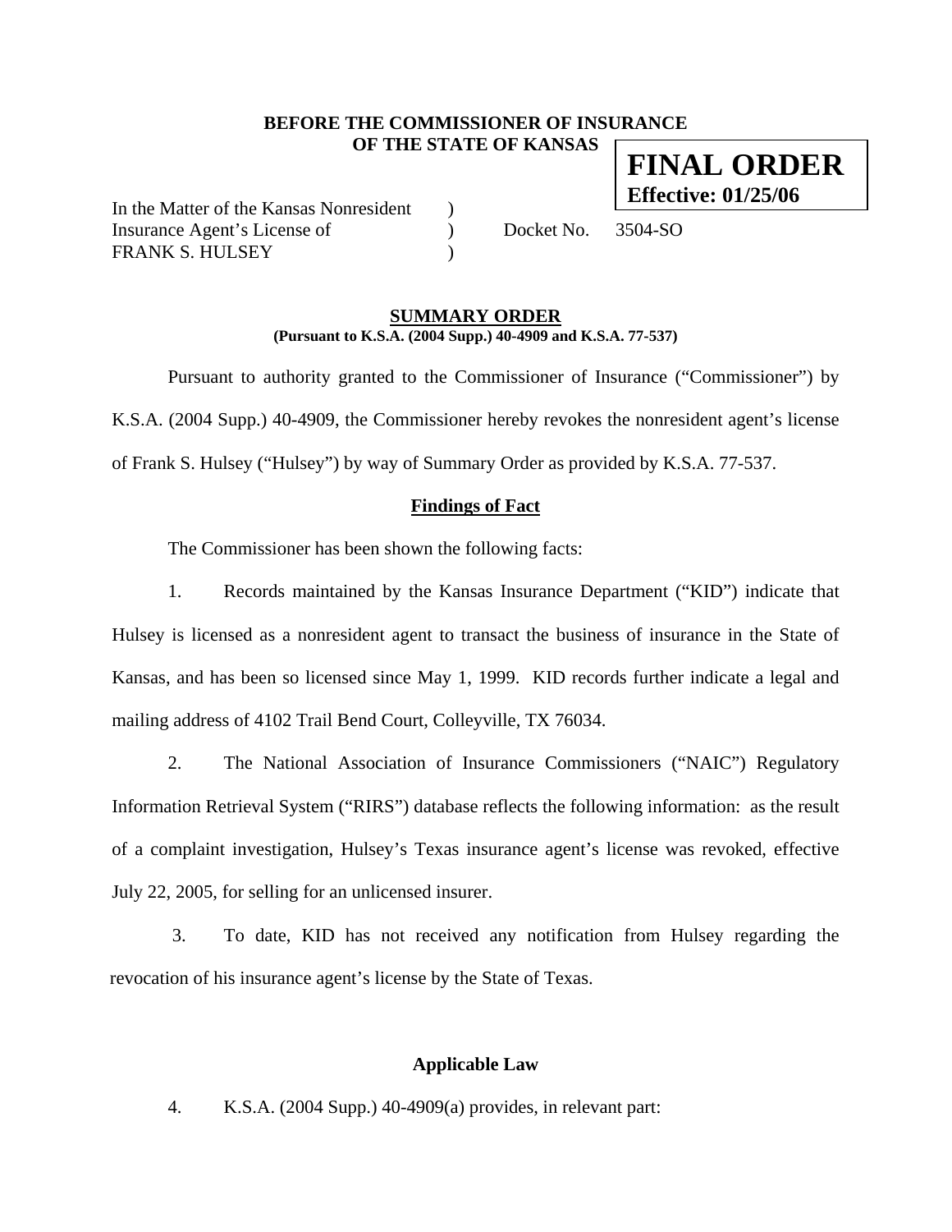**BEFORE THE COMMISSIONER OF INSURANCE**
**OF THE STATE OF KANSAS**

**FINAL ORDER**
**Effective: 01/25/06**

In the Matter of the Kansas Nonresident )
Insurance Agent's License of ) Docket No. 3504-SO
FRANK S. HULSEY )

## SUMMARY ORDER

**(Pursuant to K.S.A. (2004 Supp.) 40-4909 and K.S.A. 77-537)**

Pursuant to authority granted to the Commissioner of Insurance ("Commissioner") by K.S.A. (2004 Supp.) 40-4909, the Commissioner hereby revokes the nonresident agent's license of Frank S. Hulsey ("Hulsey") by way of Summary Order as provided by K.S.A. 77-537.

### Findings of Fact

The Commissioner has been shown the following facts:

1. Records maintained by the Kansas Insurance Department ("KID") indicate that Hulsey is licensed as a nonresident agent to transact the business of insurance in the State of Kansas, and has been so licensed since May 1, 1999. KID records further indicate a legal and mailing address of 4102 Trail Bend Court, Colleyville, TX 76034.

2. The National Association of Insurance Commissioners ("NAIC") Regulatory Information Retrieval System ("RIRS") database reflects the following information: as the result of a complaint investigation, Hulsey's Texas insurance agent's license was revoked, effective July 22, 2005, for selling for an unlicensed insurer.

3. To date, KID has not received any notification from Hulsey regarding the revocation of his insurance agent's license by the State of Texas.

### Applicable Law

4. K.S.A. (2004 Supp.) 40-4909(a) provides, in relevant part: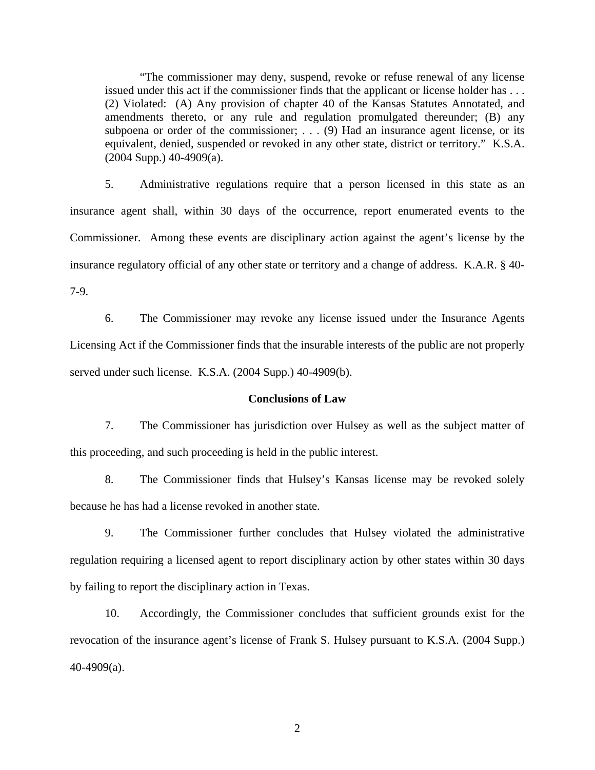> "The commissioner may deny, suspend, revoke or refuse renewal of any license issued under this act if the commissioner finds that the applicant or license holder has . . . (2) Violated: (A) Any provision of chapter 40 of the Kansas Statutes Annotated, and amendments thereto, or any rule and regulation promulgated thereunder; (B) any subpoena or order of the commissioner; . . . (9) Had an insurance agent license, or its equivalent, denied, suspended or revoked in any other state, district or territory." K.S.A. (2004 Supp.) 40-4909(a).

5. Administrative regulations require that a person licensed in this state as an insurance agent shall, within 30 days of the occurrence, report enumerated events to the Commissioner. Among these events are disciplinary action against the agent's license by the insurance regulatory official of any other state or territory and a change of address. K.A.R. § 40-7-9.

6. The Commissioner may revoke any license issued under the Insurance Agents Licensing Act if the Commissioner finds that the insurable interests of the public are not properly served under such license. K.S.A. (2004 Supp.) 40-4909(b).

**Conclusions of Law**

7. The Commissioner has jurisdiction over Hulsey as well as the subject matter of this proceeding, and such proceeding is held in the public interest.

8. The Commissioner finds that Hulsey's Kansas license may be revoked solely because he has had a license revoked in another state.

9. The Commissioner further concludes that Hulsey violated the administrative regulation requiring a licensed agent to report disciplinary action by other states within 30 days by failing to report the disciplinary action in Texas.

10. Accordingly, the Commissioner concludes that sufficient grounds exist for the revocation of the insurance agent's license of Frank S. Hulsey pursuant to K.S.A. (2004 Supp.) 40-4909(a).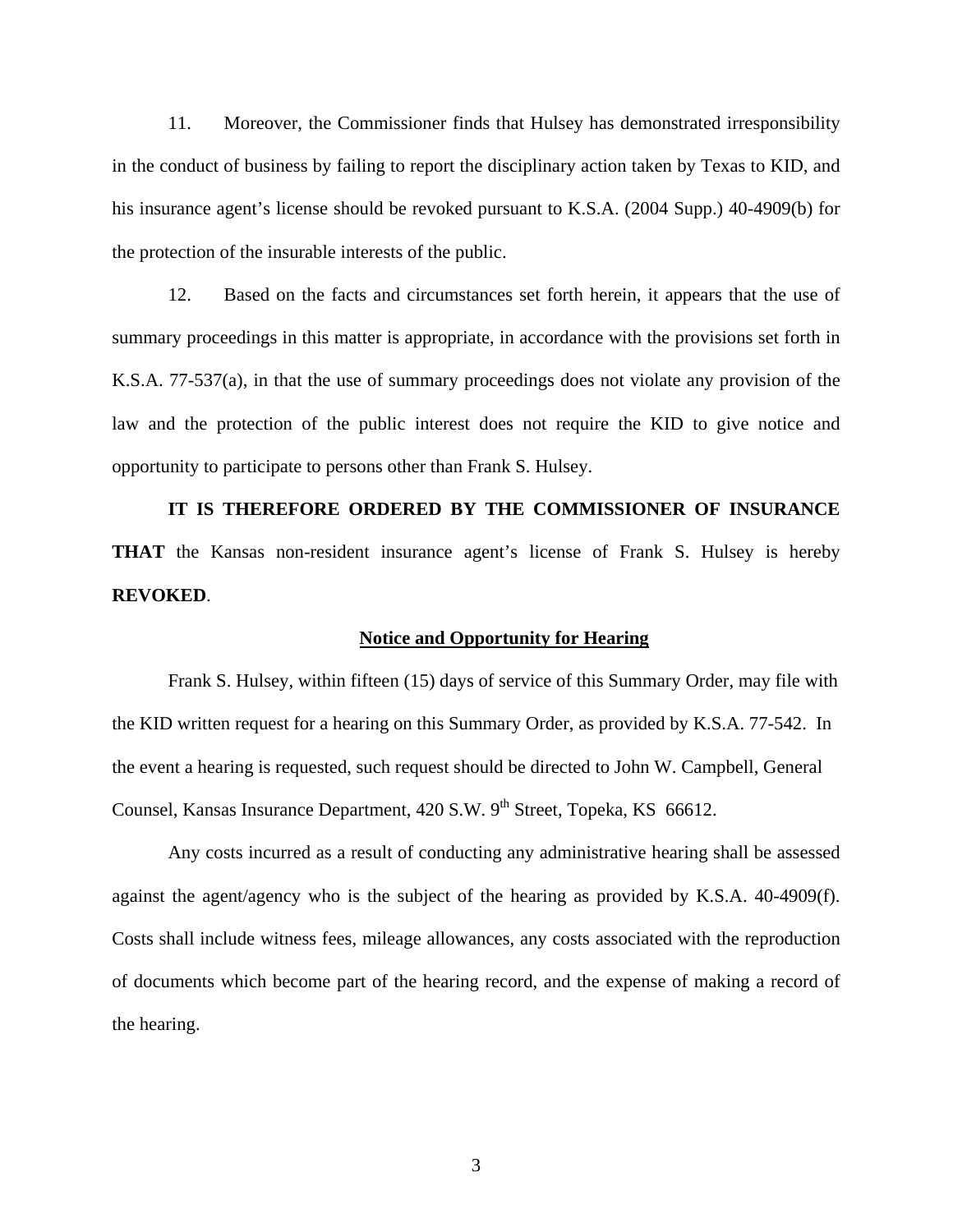11. Moreover, the Commissioner finds that Hulsey has demonstrated irresponsibility in the conduct of business by failing to report the disciplinary action taken by Texas to KID, and his insurance agent's license should be revoked pursuant to K.S.A. (2004 Supp.) 40-4909(b) for the protection of the insurable interests of the public.

12. Based on the facts and circumstances set forth herein, it appears that the use of summary proceedings in this matter is appropriate, in accordance with the provisions set forth in K.S.A. 77-537(a), in that the use of summary proceedings does not violate any provision of the law and the protection of the public interest does not require the KID to give notice and opportunity to participate to persons other than Frank S. Hulsey.

**IT IS THEREFORE ORDERED BY THE COMMISSIONER OF INSURANCE THAT** the Kansas non-resident insurance agent's license of Frank S. Hulsey is hereby **REVOKED**.

## Notice and Opportunity for Hearing

Frank S. Hulsey, within fifteen (15) days of service of this Summary Order, may file with the KID written request for a hearing on this Summary Order, as provided by K.S.A. 77-542. In the event a hearing is requested, such request should be directed to John W. Campbell, General Counsel, Kansas Insurance Department, 420 S.W. 9th Street, Topeka, KS 66612.

Any costs incurred as a result of conducting any administrative hearing shall be assessed against the agent/agency who is the subject of the hearing as provided by K.S.A. 40-4909(f). Costs shall include witness fees, mileage allowances, any costs associated with the reproduction of documents which become part of the hearing record, and the expense of making a record of the hearing.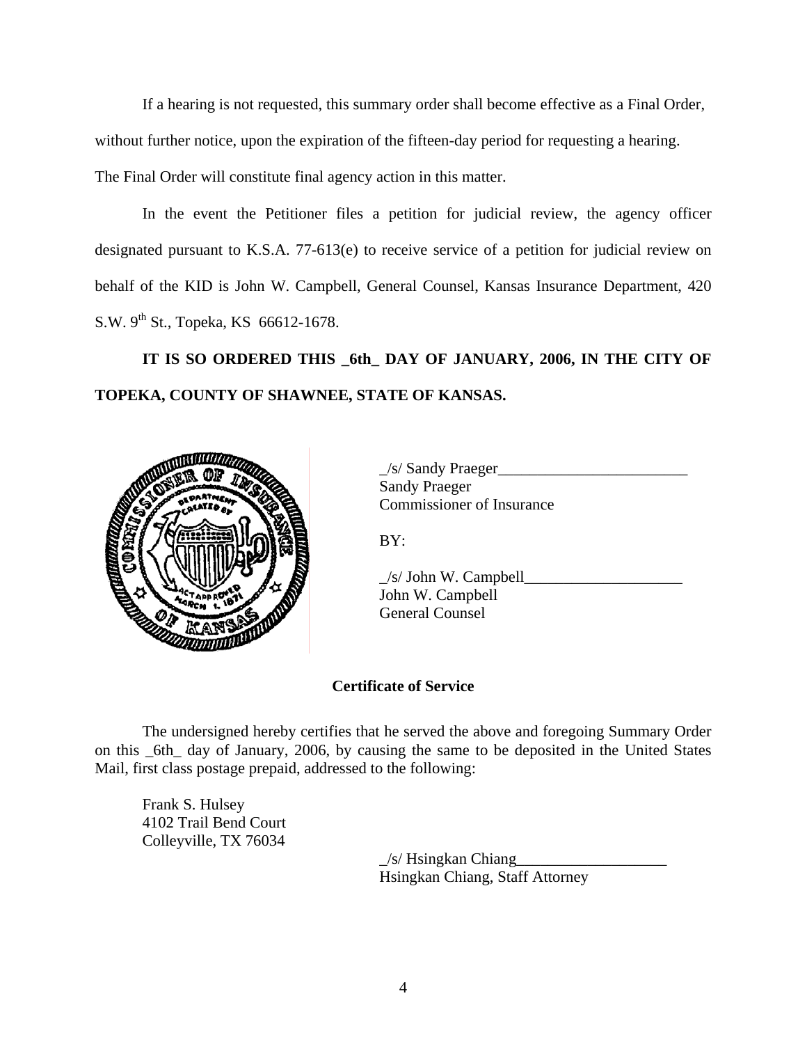If a hearing is not requested, this summary order shall become effective as a Final Order, without further notice, upon the expiration of the fifteen-day period for requesting a hearing. The Final Order will constitute final agency action in this matter.

In the event the Petitioner files a petition for judicial review, the agency officer designated pursuant to K.S.A. 77-613(e) to receive service of a petition for judicial review on behalf of the KID is John W. Campbell, General Counsel, Kansas Insurance Department, 420 S.W. 9th St., Topeka, KS 66612-1678.

**IT IS SO ORDERED THIS _6th_ DAY OF JANUARY, 2006, IN THE CITY OF TOPEKA, COUNTY OF SHAWNEE, STATE OF KANSAS.**

_/s/ Sandy Praeger________________________
Sandy Praeger
Commissioner of Insurance

BY:

_/s/ John W. Campbell____________________
John W. Campbell
General Counsel

**Certificate of Service**

The undersigned hereby certifies that he served the above and foregoing Summary Order on this _6th_ day of January, 2006, by causing the same to be deposited in the United States Mail, first class postage prepaid, addressed to the following:

Frank S. Hulsey
4102 Trail Bend Court
Colleyville, TX 76034

_/s/ Hsingkan Chiang___________________
Hsingkan Chiang, Staff Attorney